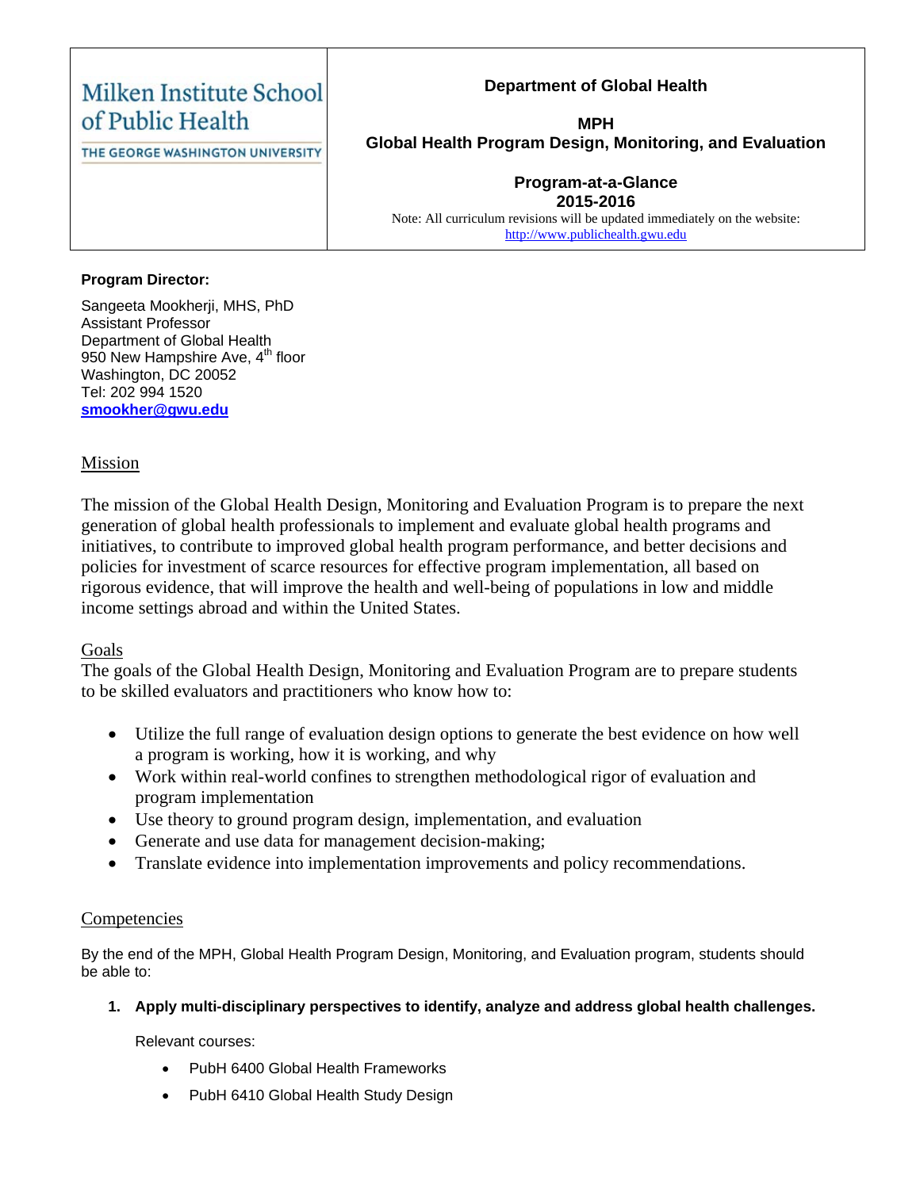Milken Institute School of Public Health

THE GEORGE WASHINGTON UNIVERSITY

**Department of Global Health**

**MPH**

**Global Health Program Design, Monitoring, and Evaluation**

**Program-at-a-Glance**

**2015-2016**

Note: All curriculum revisions will be updated immediately on the website: http://www.publichealth.gwu.edu

**Program Director:**

Sangeeta Mookherji, MHS, PhD
Assistant Professor
Department of Global Health
950 New Hampshire Ave, 4th floor
Washington, DC 20052
Tel: 202 994 1520
**smookher@gwu.edu**

## Mission

The mission of the Global Health Design, Monitoring and Evaluation Program is to prepare the next generation of global health professionals to implement and evaluate global health programs and initiatives, to contribute to improved global health program performance, and better decisions and policies for investment of scarce resources for effective program implementation, all based on rigorous evidence, that will improve the health and well-being of populations in low and middle income settings abroad and within the United States.

## Goals

The goals of the Global Health Design, Monitoring and Evaluation Program are to prepare students to be skilled evaluators and practitioners who know how to:

- Utilize the full range of evaluation design options to generate the best evidence on how well a program is working, how it is working, and why
- Work within real-world confines to strengthen methodological rigor of evaluation and program implementation
- Use theory to ground program design, implementation, and evaluation
- Generate and use data for management decision-making;
- Translate evidence into implementation improvements and policy recommendations.

## Competencies

By the end of the MPH, Global Health Program Design, Monitoring, and Evaluation program, students should be able to:

1. **Apply multi-disciplinary perspectives to identify, analyze and address global health challenges.**

   Relevant courses:

   - PubH 6400 Global Health Frameworks
   - PubH 6410 Global Health Study Design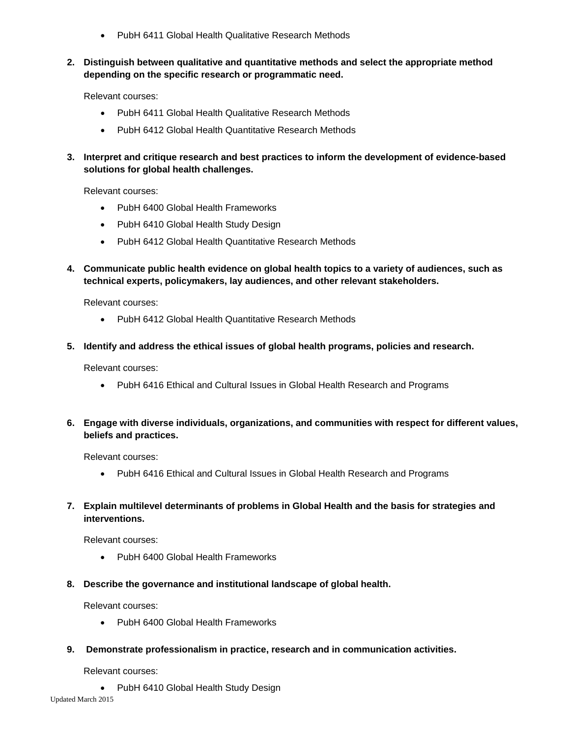- PubH 6411 Global Health Qualitative Research Methods

2. **Distinguish between qualitative and quantitative methods and select the appropriate method depending on the specific research or programmatic need.**

   Relevant courses:

   - PubH 6411 Global Health Qualitative Research Methods
   - PubH 6412 Global Health Quantitative Research Methods

3. **Interpret and critique research and best practices to inform the development of evidence-based solutions for global health challenges.**

   Relevant courses:

   - PubH 6400 Global Health Frameworks
   - PubH 6410 Global Health Study Design
   - PubH 6412 Global Health Quantitative Research Methods

4. **Communicate public health evidence on global health topics to a variety of audiences, such as technical experts, policymakers, lay audiences, and other relevant stakeholders.**

   Relevant courses:

   - PubH 6412 Global Health Quantitative Research Methods

5. **Identify and address the ethical issues of global health programs, policies and research.**

   Relevant courses:

   - PubH 6416 Ethical and Cultural Issues in Global Health Research and Programs

6. **Engage with diverse individuals, organizations, and communities with respect for different values, beliefs and practices.**

   Relevant courses:

   - PubH 6416 Ethical and Cultural Issues in Global Health Research and Programs

7. **Explain multilevel determinants of problems in Global Health and the basis for strategies and interventions.**

   Relevant courses:

   - PubH 6400 Global Health Frameworks

8. **Describe the governance and institutional landscape of global health.**

   Relevant courses:

   - PubH 6400 Global Health Frameworks

9. **Demonstrate professionalism in practice, research and in communication activities.**

   Relevant courses:

   - PubH 6410 Global Health Study Design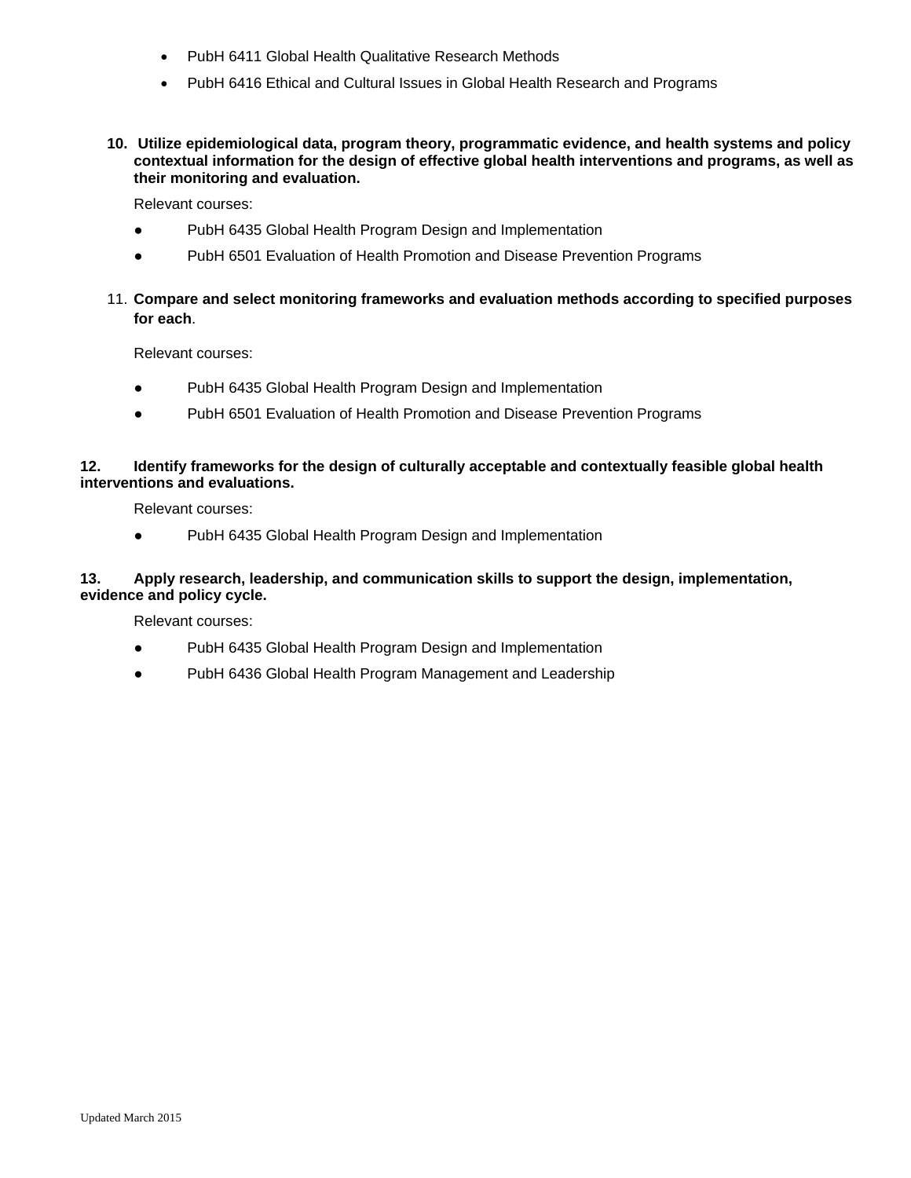- PubH 6411 Global Health Qualitative Research Methods
- PubH 6416 Ethical and Cultural Issues in Global Health Research and Programs

**10. Utilize epidemiological data, program theory, programmatic evidence, and health systems and policy contextual information for the design of effective global health interventions and programs, as well as their monitoring and evaluation.**

Relevant courses:

- PubH 6435 Global Health Program Design and Implementation
- PubH 6501 Evaluation of Health Promotion and Disease Prevention Programs

11. **Compare and select monitoring frameworks and evaluation methods according to specified purposes for each**.

Relevant courses:

- PubH 6435 Global Health Program Design and Implementation
- PubH 6501 Evaluation of Health Promotion and Disease Prevention Programs

**12. Identify frameworks for the design of culturally acceptable and contextually feasible global health interventions and evaluations.**

Relevant courses:

- PubH 6435 Global Health Program Design and Implementation

**13. Apply research, leadership, and communication skills to support the design, implementation, evidence and policy cycle.**

Relevant courses:

- PubH 6435 Global Health Program Design and Implementation
- PubH 6436 Global Health Program Management and Leadership

Updated March 2015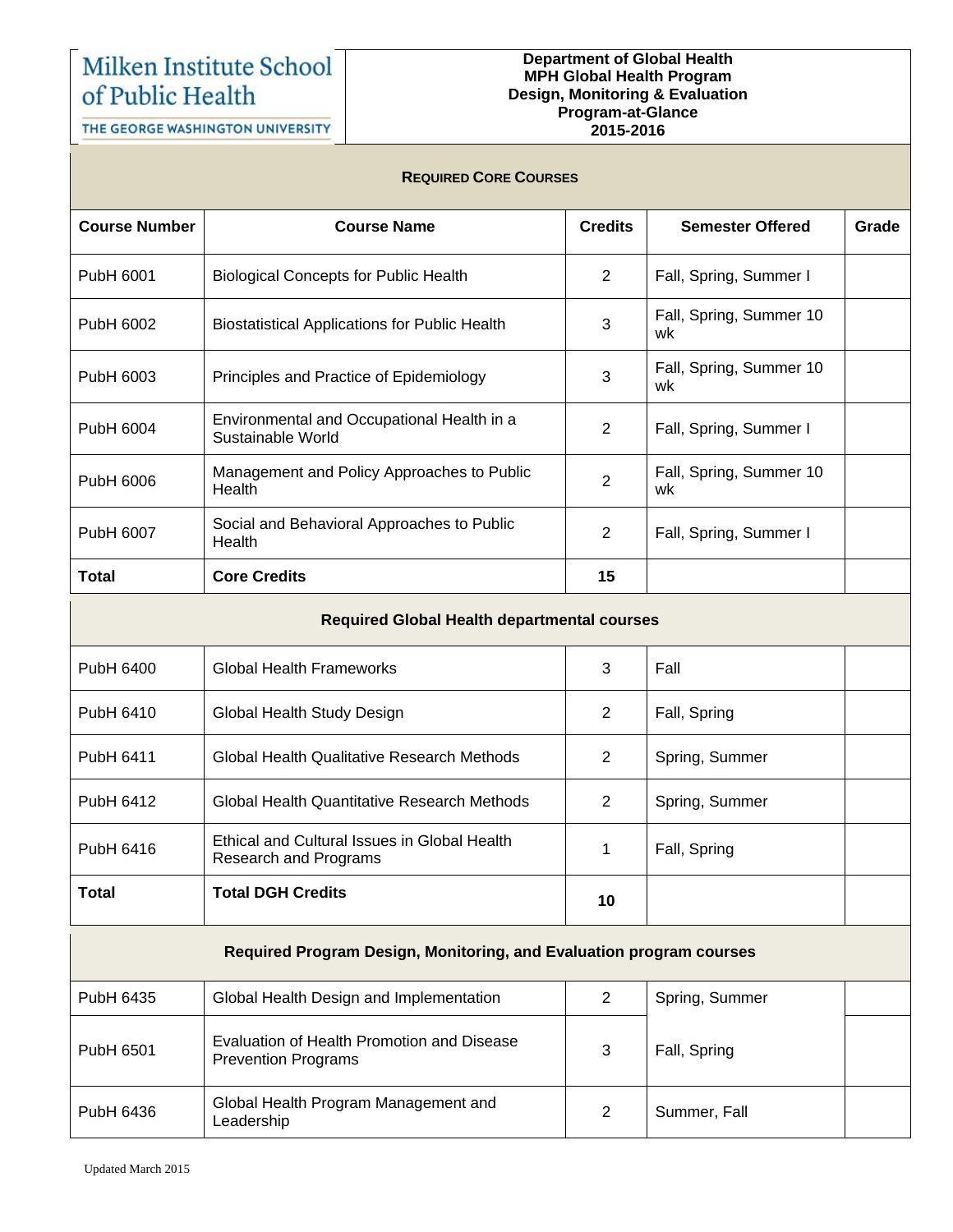Milken Institute School of Public Health
THE GEORGE WASHINGTON UNIVERSITY

**Department of Global Health**
**MPH Global Health Program**
**Design, Monitoring & Evaluation**
**Program-at-Glance**
**2015-2016**

| **REQUIRED CORE COURSES** | | | | |
|---|---|---|---|---|
| **Course Number** | **Course Name** | **Credits** | **Semester Offered** | **Grade** |
| PubH 6001 | Biological Concepts for Public Health | 2 | Fall, Spring, Summer I | |
| PubH 6002 | Biostatistical Applications for Public Health | 3 | Fall, Spring, Summer 10 wk | |
| PubH 6003 | Principles and Practice of Epidemiology | 3 | Fall, Spring, Summer 10 wk | |
| PubH 6004 | Environmental and Occupational Health in a Sustainable World | 2 | Fall, Spring, Summer I | |
| PubH 6006 | Management and Policy Approaches to Public Health | 2 | Fall, Spring, Summer 10 wk | |
| PubH 6007 | Social and Behavioral Approaches to Public Health | 2 | Fall, Spring, Summer I | |
| **Total** | **Core Credits** | **15** | | |
| **Required Global Health departmental courses** | | | | |
| PubH 6400 | Global Health Frameworks | 3 | Fall | |
| PubH 6410 | Global Health Study Design | 2 | Fall, Spring | |
| PubH 6411 | Global Health Qualitative Research Methods | 2 | Spring, Summer | |
| PubH 6412 | Global Health Quantitative Research Methods | 2 | Spring, Summer | |
| PubH 6416 | Ethical and Cultural Issues in Global Health Research and Programs | 1 | Fall, Spring | |
| **Total** | **Total DGH Credits** | **10** | | |
| **Required Program Design, Monitoring, and Evaluation program courses** | | | | |
| PubH 6435 | Global Health Design and Implementation | 2 | Spring, Summer | |
| PubH 6501 | Evaluation of Health Promotion and Disease Prevention Programs | 3 | Fall, Spring | |
| PubH 6436 | Global Health Program Management and Leadership | 2 | Summer, Fall | |

Updated March 2015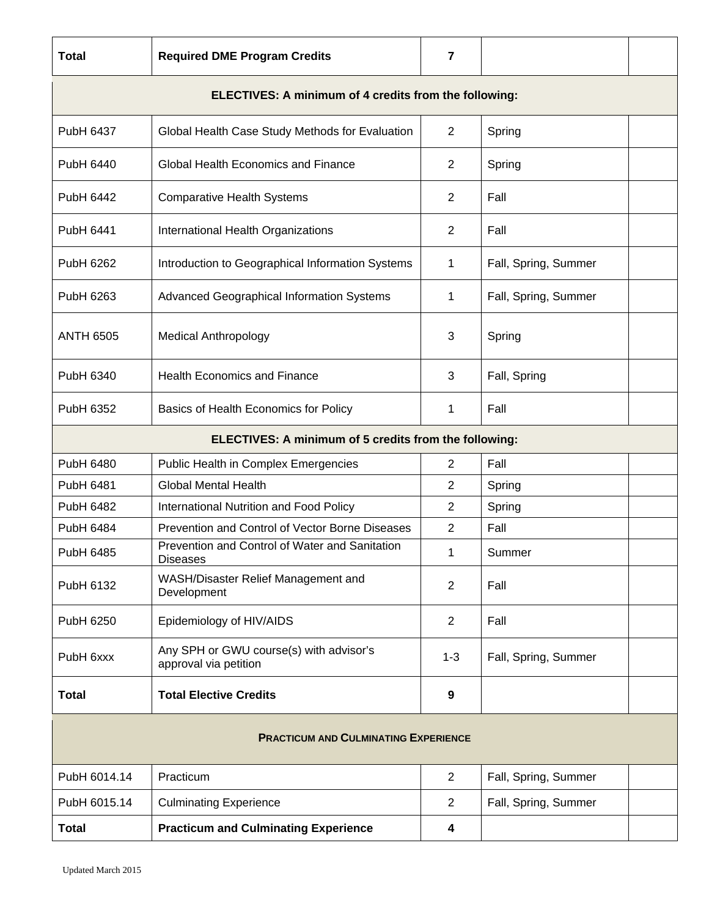| Total | Required DME Program Credits | 7 | | |
|---|---|---|---|---|
| **ELECTIVES: A minimum of 4 credits from the following:** | | | | |
| PubH 6437 | Global Health Case Study Methods for Evaluation | 2 | Spring | |
| PubH 6440 | Global Health Economics and Finance | 2 | Spring | |
| PubH 6442 | Comparative Health Systems | 2 | Fall | |
| PubH 6441 | International Health Organizations | 2 | Fall | |
| PubH 6262 | Introduction to Geographical Information Systems | 1 | Fall, Spring, Summer | |
| PubH 6263 | Advanced Geographical Information Systems | 1 | Fall, Spring, Summer | |
| ANTH 6505 | Medical Anthropology | 3 | Spring | |
| PubH 6340 | Health Economics and Finance | 3 | Fall, Spring | |
| PubH 6352 | Basics of Health Economics for Policy | 1 | Fall | |
| **ELECTIVES: A minimum of 5 credits from the following:** | | | | |
| PubH 6480 | Public Health in Complex Emergencies | 2 | Fall | |
| PubH 6481 | Global Mental Health | 2 | Spring | |
| PubH 6482 | International Nutrition and Food Policy | 2 | Spring | |
| PubH 6484 | Prevention and Control of Vector Borne Diseases | 2 | Fall | |
| PubH 6485 | Prevention and Control of Water and Sanitation Diseases | 1 | Summer | |
| PubH 6132 | WASH/Disaster Relief Management and Development | 2 | Fall | |
| PubH 6250 | Epidemiology of HIV/AIDS | 2 | Fall | |
| PubH 6xxx | Any SPH or GWU course(s) with advisor's approval via petition | 1-3 | Fall, Spring, Summer | |
| **Total** | **Total Elective Credits** | **9** | | |
| **PRACTICUM AND CULMINATING EXPERIENCE** | | | | |
| PubH 6014.14 | Practicum | 2 | Fall, Spring, Summer | |
| PubH 6015.14 | Culminating Experience | 2 | Fall, Spring, Summer | |
| **Total** | **Practicum and Culminating Experience** | **4** | | |

Updated March 2015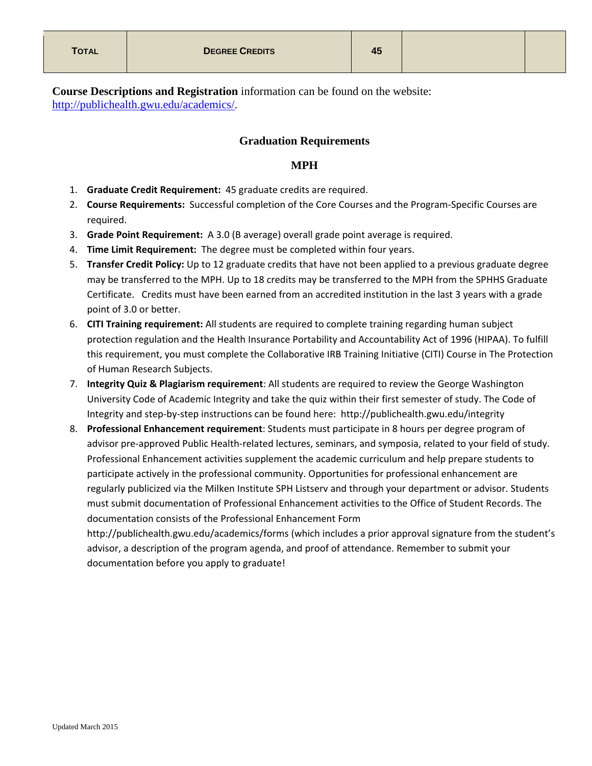| TOTAL | DEGREE CREDITS | 45 | | |
|---|---|---|---|---|

**Course Descriptions and Registration** information can be found on the website: http://publichealth.gwu.edu/academics/.

## Graduation Requirements

### MPH

1. **Graduate Credit Requirement:** 45 graduate credits are required.
2. **Course Requirements:** Successful completion of the Core Courses and the Program-Specific Courses are required.
3. **Grade Point Requirement:** A 3.0 (B average) overall grade point average is required.
4. **Time Limit Requirement:** The degree must be completed within four years.
5. **Transfer Credit Policy:** Up to 12 graduate credits that have not been applied to a previous graduate degree may be transferred to the MPH. Up to 18 credits may be transferred to the MPH from the SPHHS Graduate Certificate. Credits must have been earned from an accredited institution in the last 3 years with a grade point of 3.0 or better.
6. **CITI Training requirement:** All students are required to complete training regarding human subject protection regulation and the Health Insurance Portability and Accountability Act of 1996 (HIPAA). To fulfill this requirement, you must complete the Collaborative IRB Training Initiative (CITI) Course in The Protection of Human Research Subjects.
7. **Integrity Quiz & Plagiarism requirement**: All students are required to review the George Washington University Code of Academic Integrity and take the quiz within their first semester of study. The Code of Integrity and step-by-step instructions can be found here: http://publichealth.gwu.edu/integrity
8. **Professional Enhancement requirement**: Students must participate in 8 hours per degree program of advisor pre-approved Public Health-related lectures, seminars, and symposia, related to your field of study. Professional Enhancement activities supplement the academic curriculum and help prepare students to participate actively in the professional community. Opportunities for professional enhancement are regularly publicized via the Milken Institute SPH Listserv and through your department or advisor. Students must submit documentation of Professional Enhancement activities to the Office of Student Records. The documentation consists of the Professional Enhancement Form http://publichealth.gwu.edu/academics/forms (which includes a prior approval signature from the student's advisor, a description of the program agenda, and proof of attendance. Remember to submit your documentation before you apply to graduate!

Updated March 2015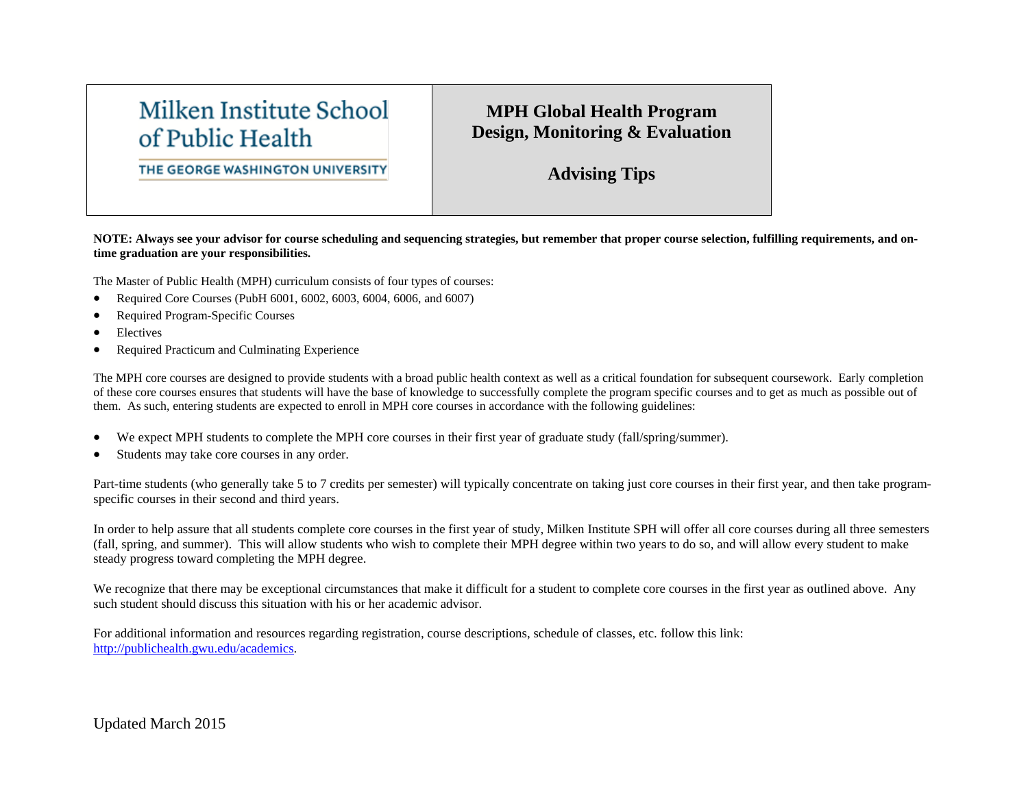| Milken Institute School of Public Health<br>THE GEORGE WASHINGTON UNIVERSITY | **MPH Global Health Program**<br>**Design, Monitoring & Evaluation**<br><br>**Advising Tips** |
|---|---|

**NOTE: Always see your advisor for course scheduling and sequencing strategies, but remember that proper course selection, fulfilling requirements, and on-time graduation are your responsibilities.**

The Master of Public Health (MPH) curriculum consists of four types of courses:

- Required Core Courses (PubH 6001, 6002, 6003, 6004, 6006, and 6007)
- Required Program-Specific Courses
- Electives
- Required Practicum and Culminating Experience

The MPH core courses are designed to provide students with a broad public health context as well as a critical foundation for subsequent coursework. Early completion of these core courses ensures that students will have the base of knowledge to successfully complete the program specific courses and to get as much as possible out of them. As such, entering students are expected to enroll in MPH core courses in accordance with the following guidelines:

- We expect MPH students to complete the MPH core courses in their first year of graduate study (fall/spring/summer).
- Students may take core courses in any order.

Part-time students (who generally take 5 to 7 credits per semester) will typically concentrate on taking just core courses in their first year, and then take program-specific courses in their second and third years.

In order to help assure that all students complete core courses in the first year of study, Milken Institute SPH will offer all core courses during all three semesters (fall, spring, and summer). This will allow students who wish to complete their MPH degree within two years to do so, and will allow every student to make steady progress toward completing the MPH degree.

We recognize that there may be exceptional circumstances that make it difficult for a student to complete core courses in the first year as outlined above. Any such student should discuss this situation with his or her academic advisor.

For additional information and resources regarding registration, course descriptions, schedule of classes, etc. follow this link: [http://publichealth.gwu.edu/academics](http://publichealth.gwu.edu/academics).

Updated March 2015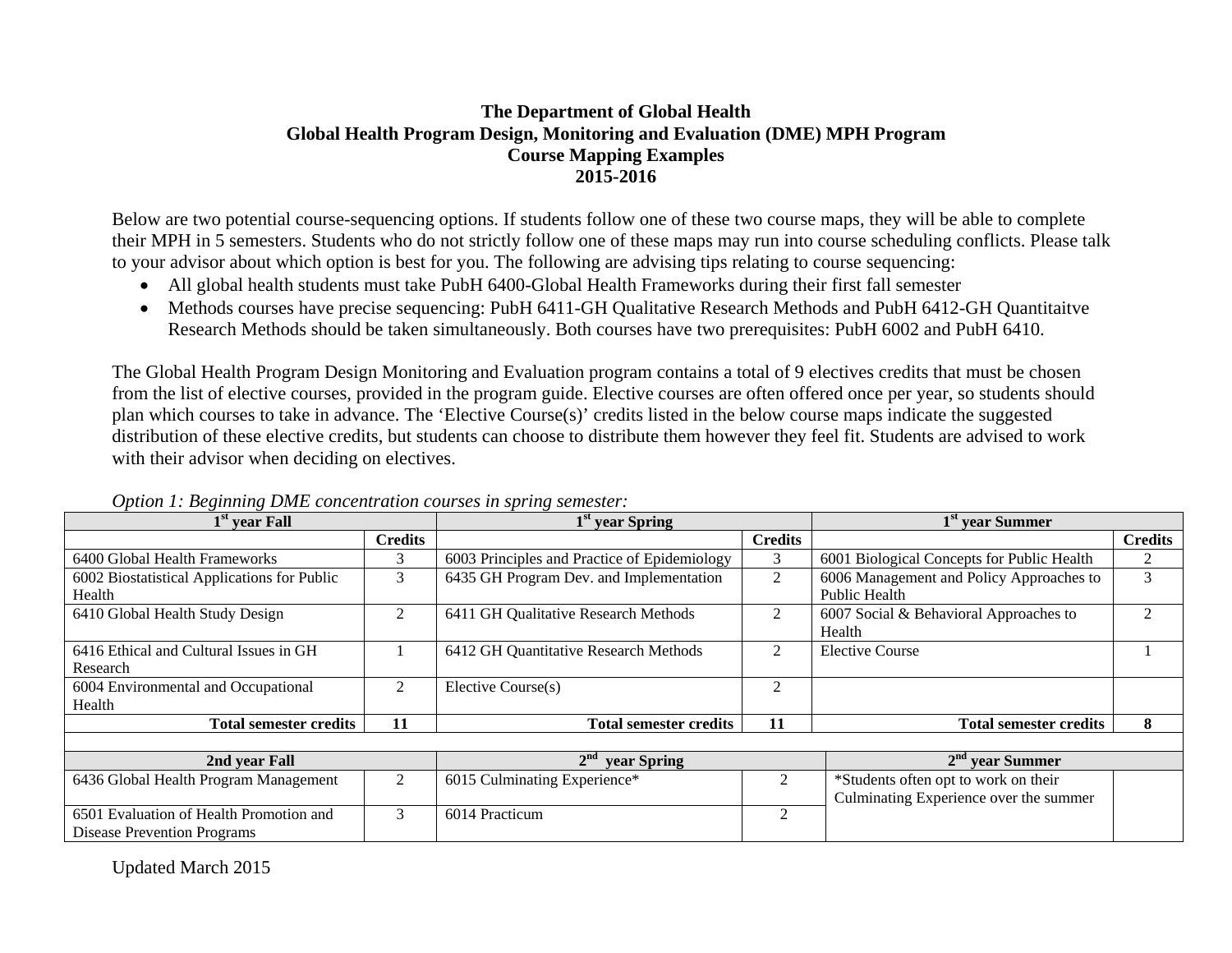**The Department of Global Health**
**Global Health Program Design, Monitoring and Evaluation (DME) MPH Program**
**Course Mapping Examples**
**2015-2016**

Below are two potential course-sequencing options. If students follow one of these two course maps, they will be able to complete their MPH in 5 semesters. Students who do not strictly follow one of these maps may run into course scheduling conflicts. Please talk to your advisor about which option is best for you. The following are advising tips relating to course sequencing:

- All global health students must take PubH 6400-Global Health Frameworks during their first fall semester
- Methods courses have precise sequencing: PubH 6411-GH Qualitative Research Methods and PubH 6412-GH Quantitaitve Research Methods should be taken simultaneously. Both courses have two prerequisites: PubH 6002 and PubH 6410.

The Global Health Program Design Monitoring and Evaluation program contains a total of 9 electives credits that must be chosen from the list of elective courses, provided in the program guide. Elective courses are often offered once per year, so students should plan which courses to take in advance. The 'Elective Course(s)' credits listed in the below course maps indicate the suggested distribution of these elective credits, but students can choose to distribute them however they feel fit. Students are advised to work with their advisor when deciding on electives.

*Option 1: Beginning DME concentration courses in spring semester:*

| 1st year Fall | | 1st year Spring | | 1st year Summer | |
|---|---|---|---|---|---|
| | **Credits** | | **Credits** | | **Credits** |
| 6400 Global Health Frameworks | 3 | 6003 Principles and Practice of Epidemiology | 3 | 6001 Biological Concepts for Public Health | 2 |
| 6002 Biostatistical Applications for Public Health | 3 | 6435 GH Program Dev. and Implementation | 2 | 6006 Management and Policy Approaches to Public Health | 3 |
| 6410 Global Health Study Design | 2 | 6411 GH Qualitative Research Methods | 2 | 6007 Social & Behavioral Approaches to Health | 2 |
| 6416 Ethical and Cultural Issues in GH Research | 1 | 6412 GH Quantitative Research Methods | 2 | Elective Course | 1 |
| 6004 Environmental and Occupational Health | 2 | Elective Course(s) | 2 | | |
| **Total semester credits** | **11** | **Total semester credits** | **11** | **Total semester credits** | **8** |
| | | | | | |
| **2nd year Fall** | | **2nd year Spring** | | **2nd year Summer** | |
| 6436 Global Health Program Management | 2 | 6015 Culminating Experience* | 2 | *Students often opt to work on their Culminating Experience over the summer | |
| 6501 Evaluation of Health Promotion and Disease Prevention Programs | 3 | 6014 Practicum | 2 | | |

Updated March 2015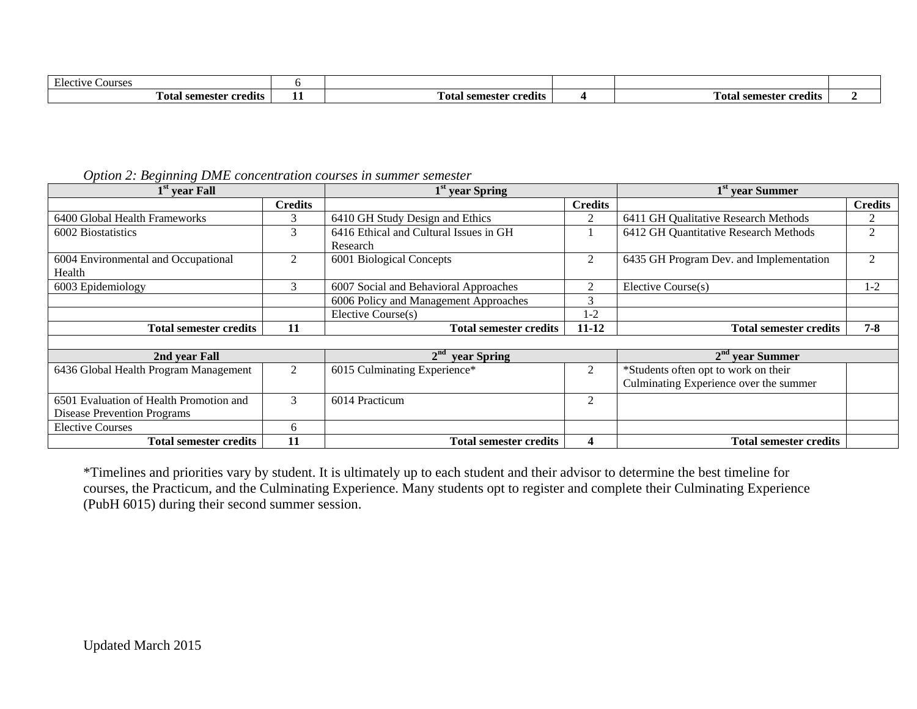| | | | | | |
|---|---|---|---|---|---|
| Elective Courses | 6 | | | | |
| **Total semester credits** | **11** | **Total semester credits** | **4** | **Total semester credits** | **2** |

*Option 2: Beginning DME concentration courses in summer semester*

| **1st year Fall** | | **1st year Spring** | | **1st year Summer** | |
|---|---|---|---|---|---|
| | **Credits** | | **Credits** | | **Credits** |
| 6400 Global Health Frameworks | 3 | 6410 GH Study Design and Ethics | 2 | 6411 GH Qualitative Research Methods | 2 |
| 6002 Biostatistics | 3 | 6416 Ethical and Cultural Issues in GH Research | 1 | 6412 GH Quantitative Research Methods | 2 |
| 6004 Environmental and Occupational Health | 2 | 6001 Biological Concepts | 2 | 6435 GH Program Dev. and Implementation | 2 |
| 6003 Epidemiology | 3 | 6007 Social and Behavioral Approaches | 2 | Elective Course(s) | 1-2 |
| | | 6006 Policy and Management Approaches | 3 | | |
| | | Elective Course(s) | 1-2 | | |
| **Total semester credits** | **11** | **Total semester credits** | **11-12** | **Total semester credits** | **7-8** |
| | | | | | |
| **2nd year Fall** | | **2nd year Spring** | | **2nd year Summer** | |
| 6436 Global Health Program Management | 2 | 6015 Culminating Experience* | 2 | *Students often opt to work on their Culminating Experience over the summer | |
| 6501 Evaluation of Health Promotion and Disease Prevention Programs | 3 | 6014 Practicum | 2 | | |
| Elective Courses | 6 | | | | |
| **Total semester credits** | **11** | **Total semester credits** | **4** | **Total semester credits** | |

*Timelines and priorities vary by student. It is ultimately up to each student and their advisor to determine the best timeline for courses, the Practicum, and the Culminating Experience. Many students opt to register and complete their Culminating Experience (PubH 6015) during their second summer session.

Updated March 2015